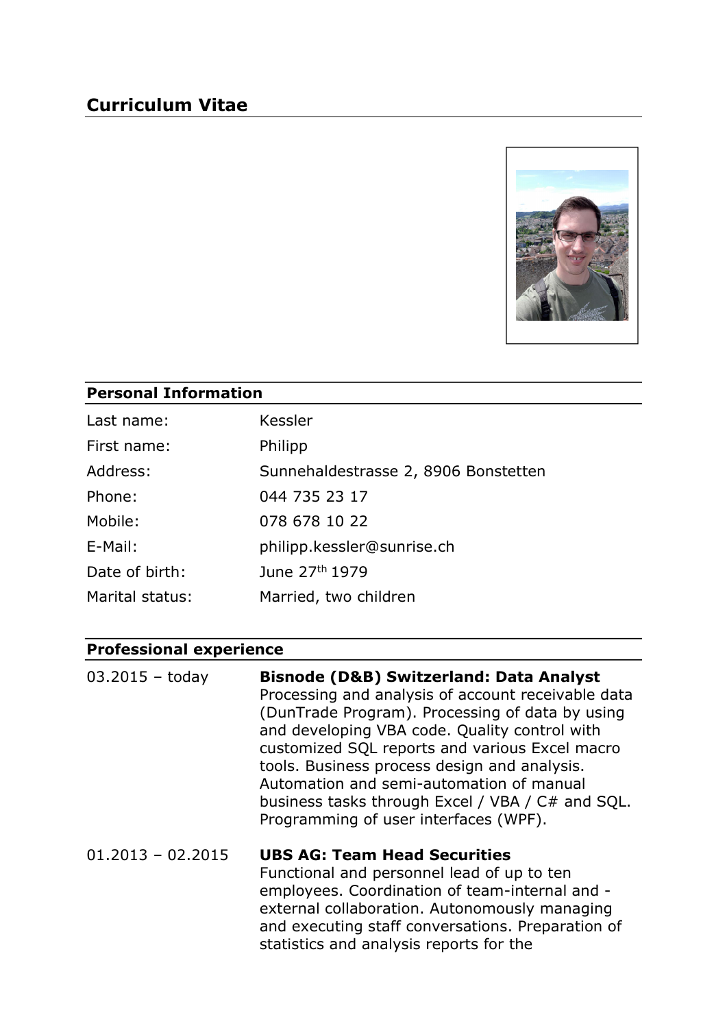# Curriculum Vitae

## Personal Information

| | |
|---|---|
| Last name: | Kessler |
| First name: | Philipp |
| Address: | Sunnehaldestrasse 2, 8906 Bonstetten |
| Phone: | 044 735 23 17 |
| Mobile: | 078 678 10 22 |
| E-Mail: | philipp.kessler@sunrise.ch |
| Date of birth: | June 27th 1979 |
| Marital status: | Married, two children |

## Professional experience

03.2015 – today

**Bisnode (D&B) Switzerland: Data Analyst**
Processing and analysis of account receivable data (DunTrade Program). Processing of data by using and developing VBA code. Quality control with customized SQL reports and various Excel macro tools. Business process design and analysis. Automation and semi-automation of manual business tasks through Excel / VBA / C# and SQL. Programming of user interfaces (WPF).

01.2013 – 02.2015

**UBS AG: Team Head Securities**
Functional and personnel lead of up to ten employees. Coordination of team-internal and -external collaboration. Autonomously managing and executing staff conversations. Preparation of statistics and analysis reports for the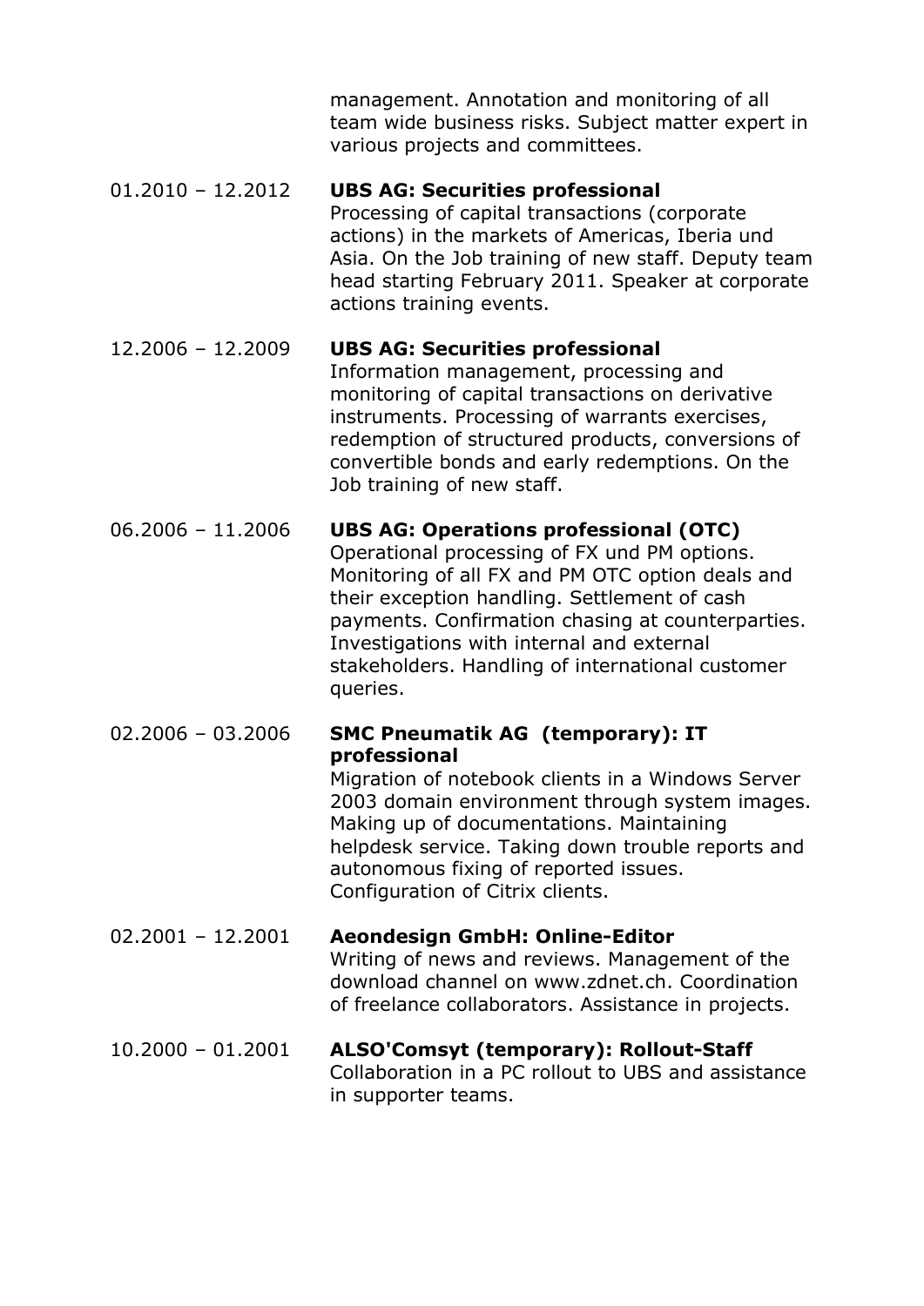management. Annotation and monitoring of all team wide business risks. Subject matter expert in various projects and committees.

01.2010 – 12.2012 **UBS AG: Securities professional**
Processing of capital transactions (corporate actions) in the markets of Americas, Iberia und Asia. On the Job training of new staff. Deputy team head starting February 2011. Speaker at corporate actions training events.

12.2006 – 12.2009 **UBS AG: Securities professional**
Information management, processing and monitoring of capital transactions on derivative instruments. Processing of warrants exercises, redemption of structured products, conversions of convertible bonds and early redemptions. On the Job training of new staff.

06.2006 – 11.2006 **UBS AG: Operations professional (OTC)**
Operational processing of FX und PM options. Monitoring of all FX and PM OTC option deals and their exception handling. Settlement of cash payments. Confirmation chasing at counterparties. Investigations with internal and external stakeholders. Handling of international customer queries.

02.2006 – 03.2006 **SMC Pneumatik AG (temporary): IT professional**
Migration of notebook clients in a Windows Server 2003 domain environment through system images. Making up of documentations. Maintaining helpdesk service. Taking down trouble reports and autonomous fixing of reported issues. Configuration of Citrix clients.

02.2001 – 12.2001 **Aeondesign GmbH: Online-Editor**
Writing of news and reviews. Management of the download channel on www.zdnet.ch. Coordination of freelance collaborators. Assistance in projects.

10.2000 – 01.2001 **ALSO'Comsyt (temporary): Rollout-Staff**
Collaboration in a PC rollout to UBS and assistance in supporter teams.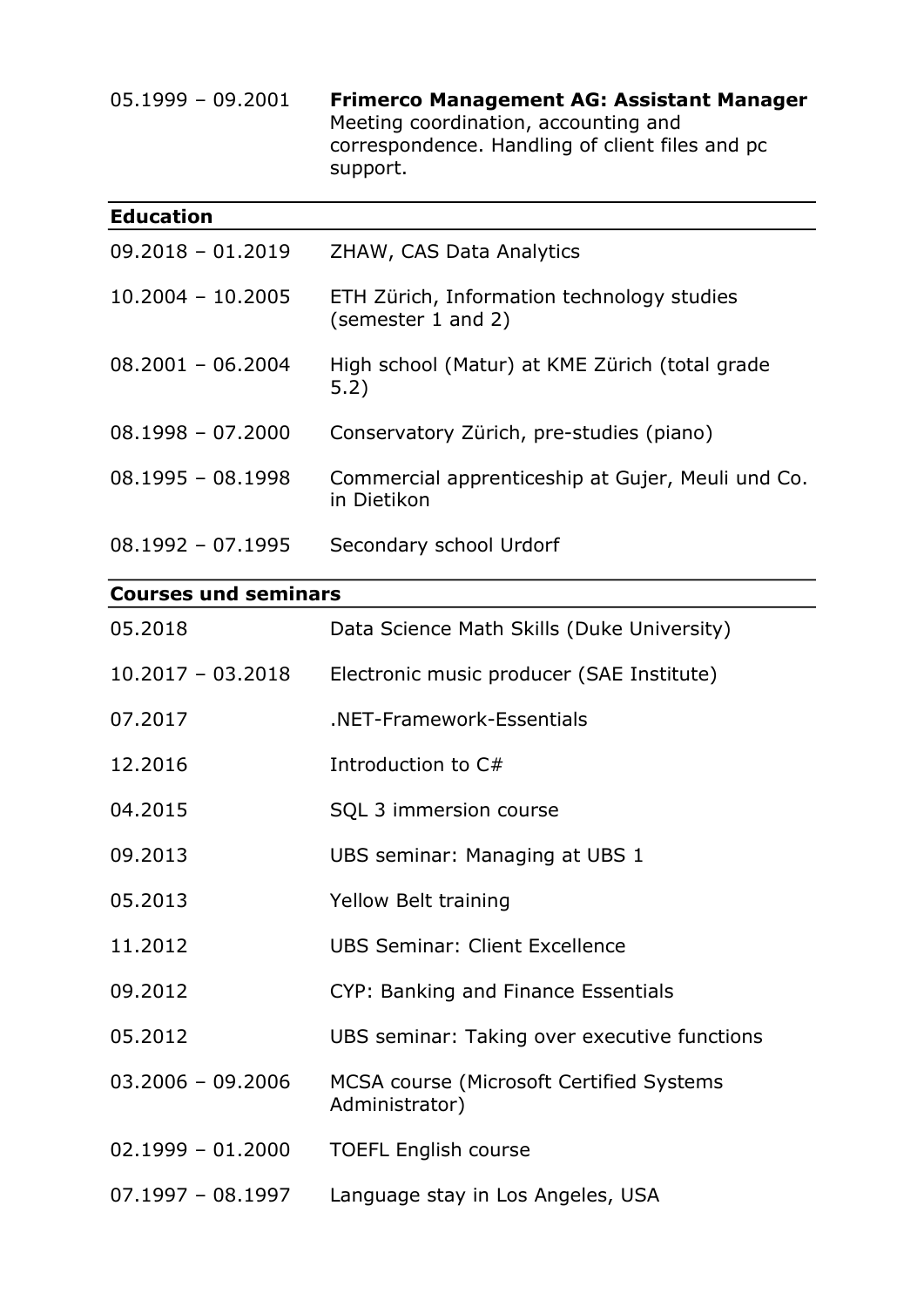| | |
|---|---|
| 05.1999 – 09.2001 | **Frimerco Management AG: Assistant Manager** Meeting coordination, accounting and correspondence. Handling of client files and pc support. |

## Education

| | |
|---|---|
| 09.2018 – 01.2019 | ZHAW, CAS Data Analytics |
| 10.2004 – 10.2005 | ETH Zürich, Information technology studies (semester 1 and 2) |
| 08.2001 – 06.2004 | High school (Matur) at KME Zürich (total grade 5.2) |
| 08.1998 – 07.2000 | Conservatory Zürich, pre-studies (piano) |
| 08.1995 – 08.1998 | Commercial apprenticeship at Gujer, Meuli und Co. in Dietikon |
| 08.1992 – 07.1995 | Secondary school Urdorf |

## Courses und seminars

| | |
|---|---|
| 05.2018 | Data Science Math Skills (Duke University) |
| 10.2017 – 03.2018 | Electronic music producer (SAE Institute) |
| 07.2017 | .NET-Framework-Essentials |
| 12.2016 | Introduction to C# |
| 04.2015 | SQL 3 immersion course |
| 09.2013 | UBS seminar: Managing at UBS 1 |
| 05.2013 | Yellow Belt training |
| 11.2012 | UBS Seminar: Client Excellence |
| 09.2012 | CYP: Banking and Finance Essentials |
| 05.2012 | UBS seminar: Taking over executive functions |
| 03.2006 – 09.2006 | MCSA course (Microsoft Certified Systems Administrator) |
| 02.1999 – 01.2000 | TOEFL English course |
| 07.1997 – 08.1997 | Language stay in Los Angeles, USA |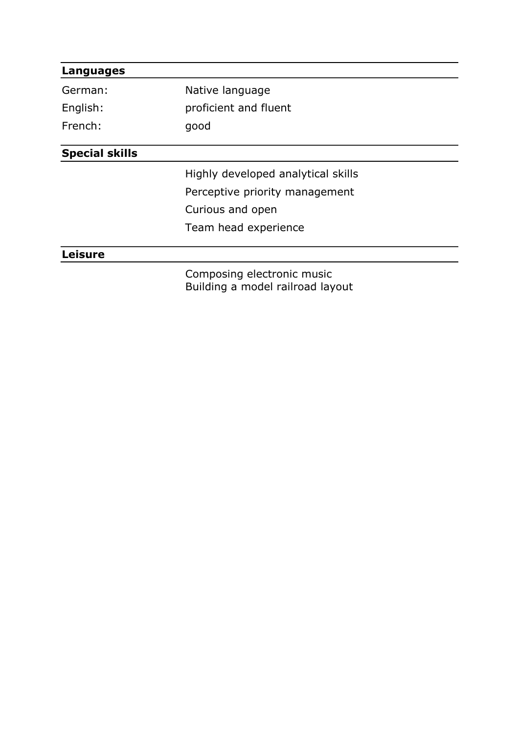## Languages

| | |
|---|---|
| German: | Native language |
| English: | proficient and fluent |
| French: | good |

## Special skills

Highly developed analytical skills

Perceptive priority management

Curious and open

Team head experience

## Leisure

Composing electronic music
Building a model railroad layout